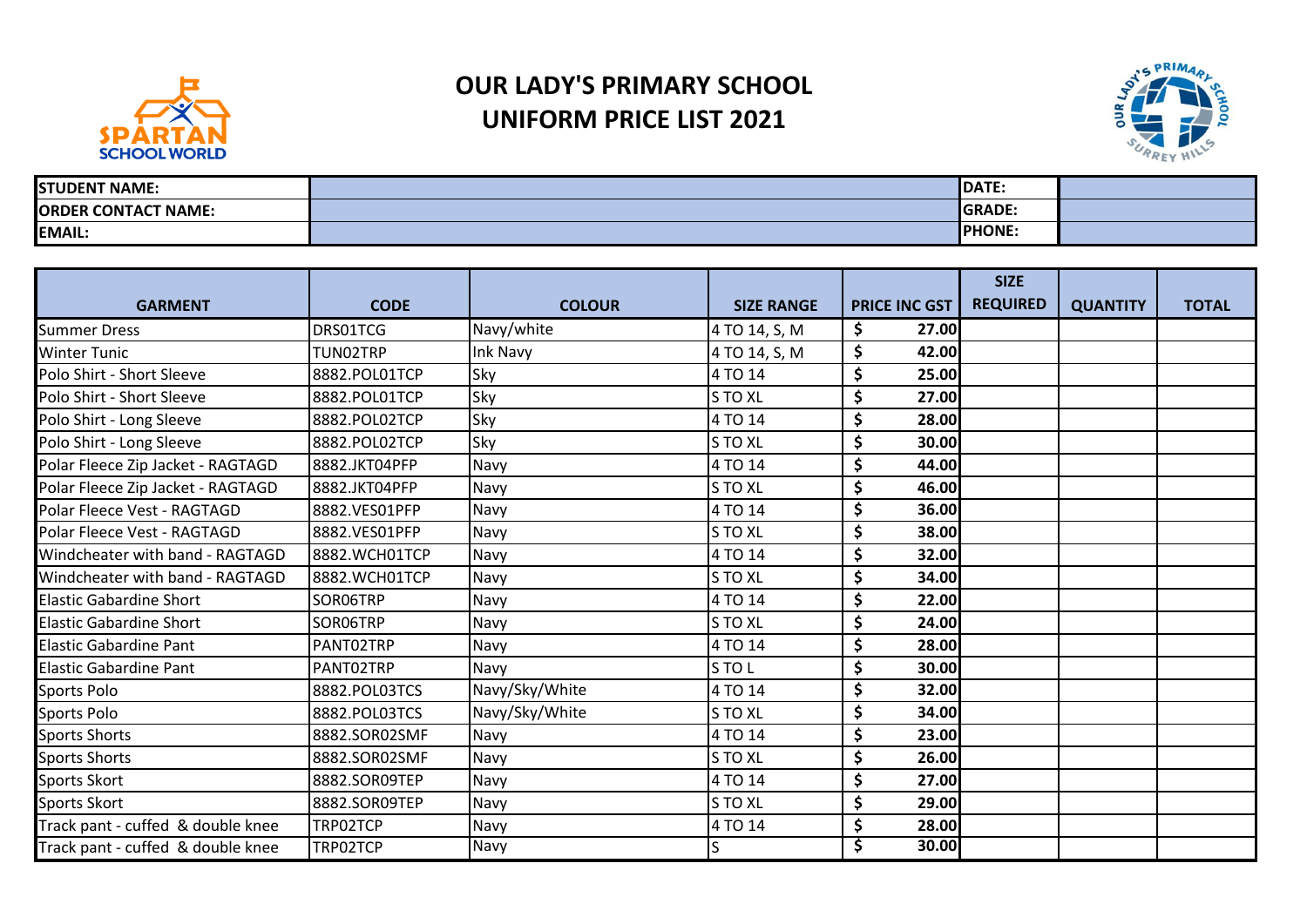# OUR LADY'S PRIMARY SCHOOL
## UNIFORM PRICE LIST 2021

| | | | |
|---|---|---|---|
| **STUDENT NAME:** | | **DATE:** | |
| **ORDER CONTACT NAME:** | | **GRADE:** | |
| **EMAIL:** | | **PHONE:** | |

| GARMENT | CODE | COLOUR | SIZE RANGE | PRICE INC GST | SIZE REQUIRED | QUANTITY | TOTAL |
|---|---|---|---|---|---|---|---|
| Summer Dress | DRS01TCG | Navy/white | 4 TO 14, S, M | $ 27.00 | | | |
| Winter Tunic | TUN02TRP | Ink Navy | 4 TO 14, S, M | $ 42.00 | | | |
| Polo Shirt - Short Sleeve | 8882.POL01TCP | Sky | 4 TO 14 | $ 25.00 | | | |
| Polo Shirt - Short Sleeve | 8882.POL01TCP | Sky | S TO XL | $ 27.00 | | | |
| Polo Shirt - Long Sleeve | 8882.POL02TCP | Sky | 4 TO 14 | $ 28.00 | | | |
| Polo Shirt - Long Sleeve | 8882.POL02TCP | Sky | S TO XL | $ 30.00 | | | |
| Polar Fleece Zip Jacket - RAGTAGD | 8882.JKT04PFP | Navy | 4 TO 14 | $ 44.00 | | | |
| Polar Fleece Zip Jacket - RAGTAGD | 8882.JKT04PFP | Navy | S TO XL | $ 46.00 | | | |
| Polar Fleece Vest - RAGTAGD | 8882.VES01PFP | Navy | 4 TO 14 | $ 36.00 | | | |
| Polar Fleece Vest - RAGTAGD | 8882.VES01PFP | Navy | S TO XL | $ 38.00 | | | |
| Windcheater with band - RAGTAGD | 8882.WCH01TCP | Navy | 4 TO 14 | $ 32.00 | | | |
| Windcheater with band - RAGTAGD | 8882.WCH01TCP | Navy | S TO XL | $ 34.00 | | | |
| Elastic Gabardine Short | SOR06TRP | Navy | 4 TO 14 | $ 22.00 | | | |
| Elastic Gabardine Short | SOR06TRP | Navy | S TO XL | $ 24.00 | | | |
| Elastic Gabardine Pant | PANT02TRP | Navy | 4 TO 14 | $ 28.00 | | | |
| Elastic Gabardine Pant | PANT02TRP | Navy | S TO L | $ 30.00 | | | |
| Sports Polo | 8882.POL03TCS | Navy/Sky/White | 4 TO 14 | $ 32.00 | | | |
| Sports Polo | 8882.POL03TCS | Navy/Sky/White | S TO XL | $ 34.00 | | | |
| Sports Shorts | 8882.SOR02SMF | Navy | 4 TO 14 | $ 23.00 | | | |
| Sports Shorts | 8882.SOR02SMF | Navy | S TO XL | $ 26.00 | | | |
| Sports Skort | 8882.SOR09TEP | Navy | 4 TO 14 | $ 27.00 | | | |
| Sports Skort | 8882.SOR09TEP | Navy | S TO XL | $ 29.00 | | | |
| Track pant - cuffed & double knee | TRP02TCP | Navy | 4 TO 14 | $ 28.00 | | | |
| Track pant - cuffed & double knee | TRP02TCP | Navy | S | $ 30.00 | | | |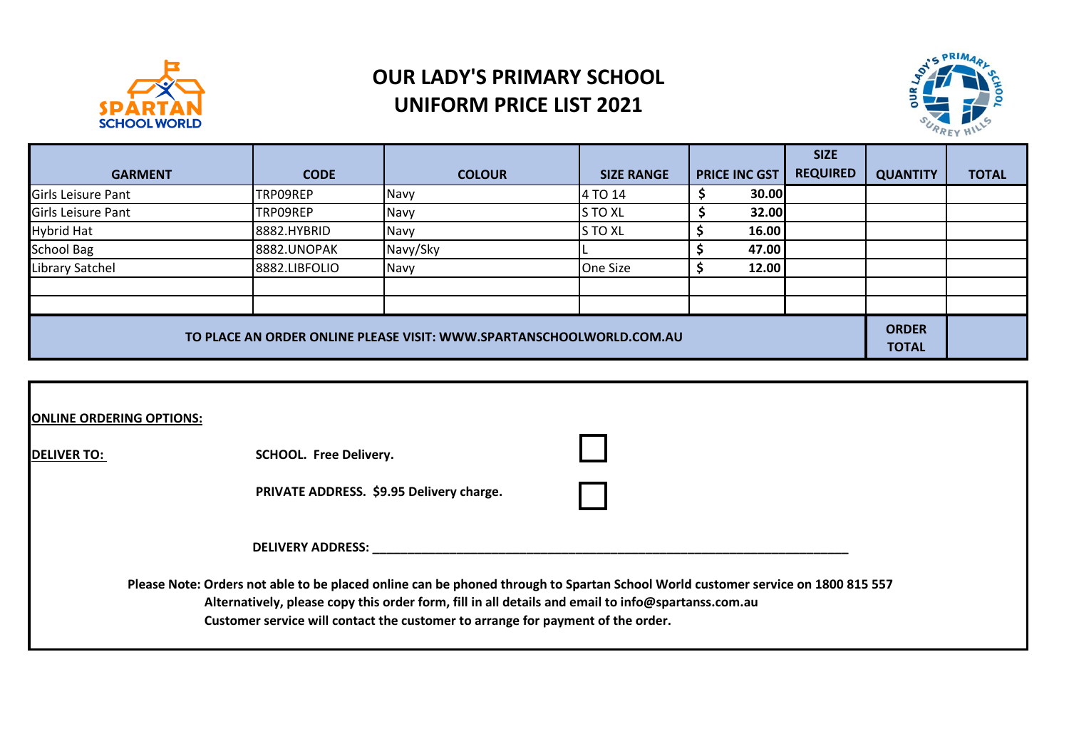# OUR LADY'S PRIMARY SCHOOL
# UNIFORM PRICE LIST 2021

| GARMENT | CODE | COLOUR | SIZE RANGE | PRICE INC GST | SIZE REQUIRED | QUANTITY | TOTAL |
|---|---|---|---|---|---|---|---|
| Girls Leisure Pant | TRP09REP | Navy | 4 TO 14 | $ 30.00 | | | |
| Girls Leisure Pant | TRP09REP | Navy | S TO XL | $ 32.00 | | | |
| Hybrid Hat | 8882.HYBRID | Navy | S TO XL | $ 16.00 | | | |
| School Bag | 8882.UNOPAK | Navy/Sky | L | $ 47.00 | | | |
| Library Satchel | 8882.LIBFOLIO | Navy | One Size | $ 12.00 | | | |
| | | | | | | | |
| | | | | | | | |
| TO PLACE AN ORDER ONLINE PLEASE VISIT: WWW.SPARTANSCHOOLWORLD.COM.AU | | | | | | ORDER TOTAL | |

**ONLINE ORDERING OPTIONS:**

**DELIVER TO:**

**SCHOOL. Free Delivery.** ☐

**PRIVATE ADDRESS. $9.95 Delivery charge.** ☐

**DELIVERY ADDRESS:** ____________________________________________

**Please Note: Orders not able to be placed online can be phoned through to Spartan School World customer service on 1800 815 557**
**Alternatively, please copy this order form, fill in all details and email to info@spartanss.com.au**
**Customer service will contact the customer to arrange for payment of the order.**